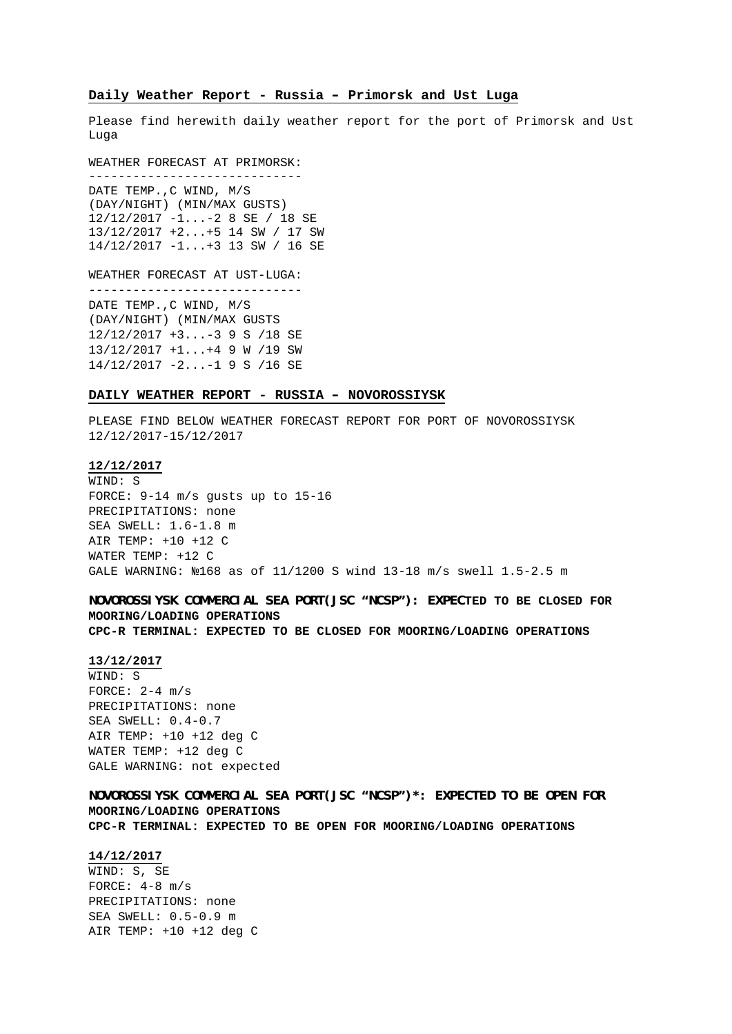**Daily Weather Report - Russia – Primorsk and Ust Luga**

Please find herewith daily weather report for the port of Primorsk and Ust Luga

WEATHER FORECAST AT PRIMORSK:

-----------------------------

DATE TEMP.,C WIND, M/S
(DAY/NIGHT) (MIN/MAX GUSTS)
12/12/2017 -1...-2 8 SE / 18 SE
13/12/2017 +2...+5 14 SW / 17 SW
14/12/2017 -1...+3 13 SW / 16 SE

WEATHER FORECAST AT UST-LUGA:

-----------------------------

DATE TEMP.,C WIND, M/S
(DAY/NIGHT) (MIN/MAX GUSTS
12/12/2017 +3...-3 9 S /18 SE
13/12/2017 +1...+4 9 W /19 SW
14/12/2017 -2...-1 9 S /16 SE

**DAILY WEATHER REPORT - RUSSIA – NOVOROSSIYSK**

PLEASE FIND BELOW WEATHER FORECAST REPORT FOR PORT OF NOVOROSSIYSK 12/12/2017-15/12/2017

**12/12/2017**

WIND: S
FORCE: 9-14 m/s gusts up to 15-16
PRECIPITATIONS: none
SEA SWELL: 1.6-1.8 m
AIR TEMP: +10 +12 C
WATER TEMP: +12 C
GALE WARNING: №168 as of 11/1200 S wind 13-18 m/s swell 1.5-2.5 m

**NOVOROSSIYSK COMMERCIAL SEA PORT(JSC "NCSP"): EXPECTED TO BE CLOSED FOR MOORING/LOADING OPERATIONS**
**CPC-R TERMINAL: EXPECTED TO BE CLOSED FOR MOORING/LOADING OPERATIONS**

**13/12/2017**

WIND: S
FORCE: 2-4 m/s
PRECIPITATIONS: none
SEA SWELL: 0.4-0.7
AIR TEMP: +10 +12 deg C
WATER TEMP: +12 deg C
GALE WARNING: not expected

**NOVOROSSIYSK COMMERCIAL SEA PORT(JSC "NCSP")*: EXPECTED TO BE OPEN FOR MOORING/LOADING OPERATIONS**
**CPC-R TERMINAL: EXPECTED TO BE OPEN FOR MOORING/LOADING OPERATIONS**

**14/12/2017**

WIND: S, SE
FORCE: 4-8 m/s
PRECIPITATIONS: none
SEA SWELL: 0.5-0.9 m
AIR TEMP: +10 +12 deg C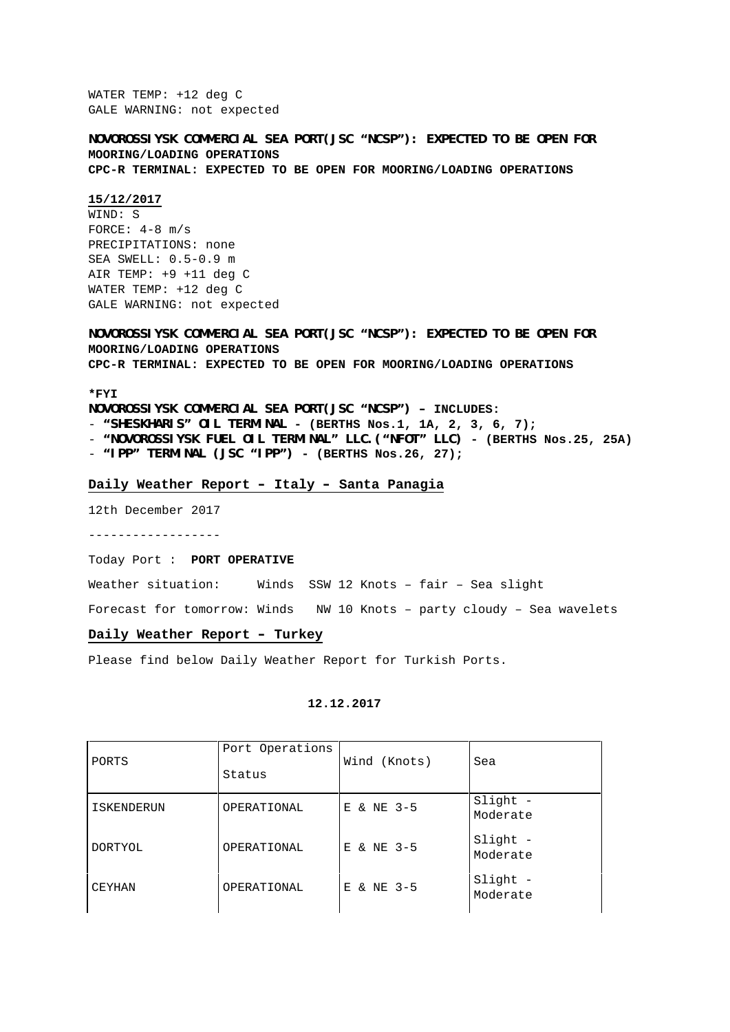WATER TEMP: +12 deg C
GALE WARNING: not expected

**NOVOROSSIYSK COMMERCIAL SEA PORT(JSC "NCSP"): EXPECTED TO BE OPEN FOR MOORING/LOADING OPERATIONS**
**CPC-R TERMINAL: EXPECTED TO BE OPEN FOR MOORING/LOADING OPERATIONS**

**15/12/2017**
WIND: S
FORCE: 4-8 m/s
PRECIPITATIONS: none
SEA SWELL: 0.5-0.9 m
AIR TEMP: +9 +11 deg C
WATER TEMP: +12 deg C
GALE WARNING: not expected

**NOVOROSSIYSK COMMERCIAL SEA PORT(JSC "NCSP"): EXPECTED TO BE OPEN FOR MOORING/LOADING OPERATIONS**
**CPC-R TERMINAL: EXPECTED TO BE OPEN FOR MOORING/LOADING OPERATIONS**

***FYI**
**NOVOROSSIYSK COMMERCIAL SEA PORT(JSC "NCSP") – INCLUDES:**
- **"SHESKHARIS" OIL TERMINAL - (BERTHS Nos.1, 1A, 2, 3, 6, 7);**
- **"NOVOROSSIYSK FUEL OIL TERMINAL" LLC.("NFOT" LLC) - (BERTHS Nos.25, 25A)**
- **"IPP" TERMINAL (JSC "IPP") - (BERTHS Nos.26, 27);**

## Daily Weather Report – Italy – Santa Panagia

12th December 2017

------------------

Today Port : **PORT OPERATIVE**

Weather situation: Winds SSW 12 Knots – fair – Sea slight

Forecast for tomorrow: Winds NW 10 Knots – party cloudy – Sea wavelets

## Daily Weather Report – Turkey

Please find below Daily Weather Report for Turkish Ports.

**12.12.2017**

| PORTS | Port Operations Status | Wind (Knots) | Sea |
|---|---|---|---|
| ISKENDERUN | OPERATIONAL | E & NE 3-5 | Slight - Moderate |
| DORTYOL | OPERATIONAL | E & NE 3-5 | Slight - Moderate |
| CEYHAN | OPERATIONAL | E & NE 3-5 | Slight - Moderate |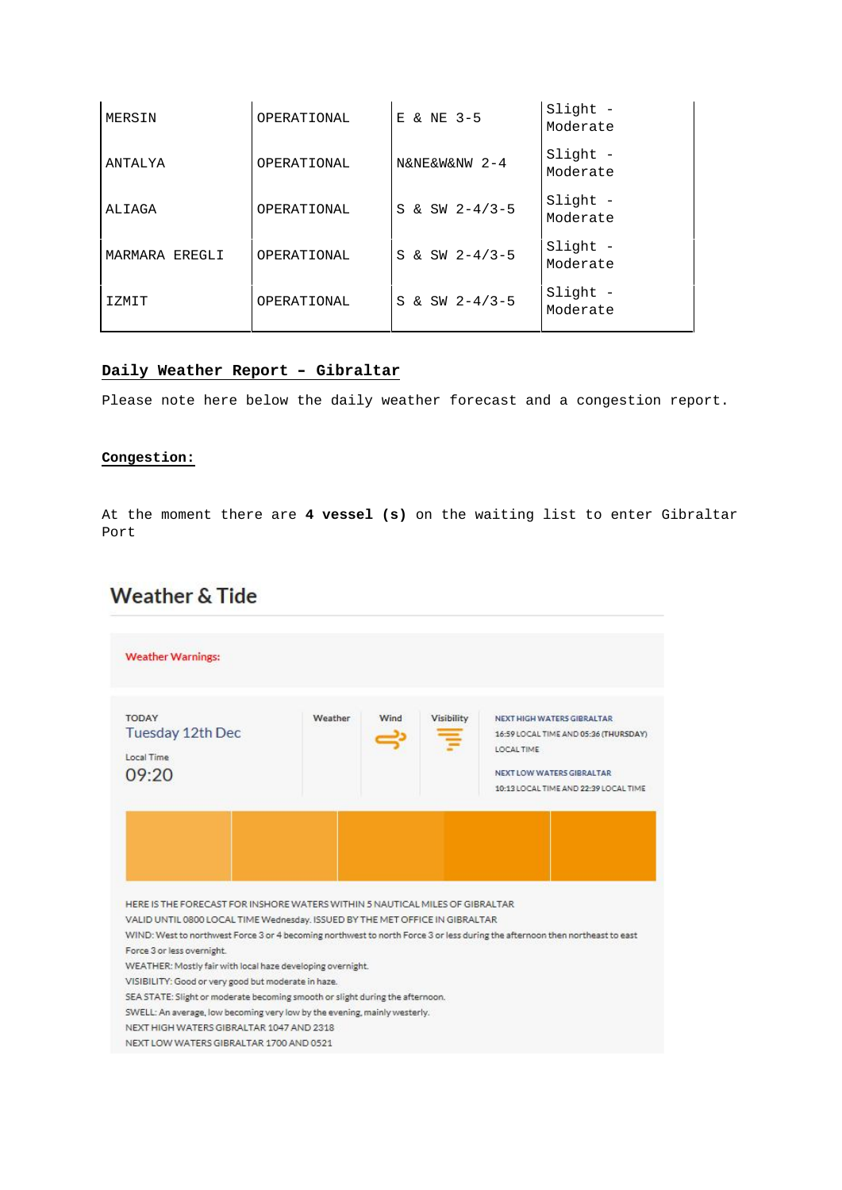| | | | |
|---|---|---|---|
| MERSIN | OPERATIONAL | E & NE 3-5 | Slight - Moderate |
| ANTALYA | OPERATIONAL | N&NE&W&NW 2-4 | Slight - Moderate |
| ALIAGA | OPERATIONAL | S & SW 2-4/3-5 | Slight - Moderate |
| MARMARA EREGLI | OPERATIONAL | S & SW 2-4/3-5 | Slight - Moderate |
| IZMIT | OPERATIONAL | S & SW 2-4/3-5 | Slight - Moderate |

## Daily Weather Report – Gibraltar

Please note here below the daily weather forecast and a congestion report.

**Congestion:**

At the moment there are **4 vessel (s)** on the waiting list to enter Gibraltar Port

## Weather & Tide

Weather Warnings:

TODAY
Tuesday 12th Dec
Local Time
09:20

Weather | Wind | Visibility

NEXT HIGH WATERS GIBRALTAR
16:59 LOCAL TIME AND 05:36 (THURSDAY) LOCAL TIME

NEXT LOW WATERS GIBRALTAR
10:13 LOCAL TIME AND 22:39 LOCAL TIME

HERE IS THE FORECAST FOR INSHORE WATERS WITHIN 5 NAUTICAL MILES OF GIBRALTAR
VALID UNTIL 0800 LOCAL TIME Wednesday. ISSUED BY THE MET OFFICE IN GIBRALTAR
WIND: West to northwest Force 3 or 4 becoming northwest to north Force 3 or less during the afternoon then northeast to east Force 3 or less overnight.
WEATHER: Mostly fair with local haze developing overnight.
VISIBILITY: Good or very good but moderate in haze.
SEA STATE: Slight or moderate becoming smooth or slight during the afternoon.
SWELL: An average, low becoming very low by the evening, mainly westerly.
NEXT HIGH WATERS GIBRALTAR 1047 AND 2318
NEXT LOW WATERS GIBRALTAR 1700 AND 0521